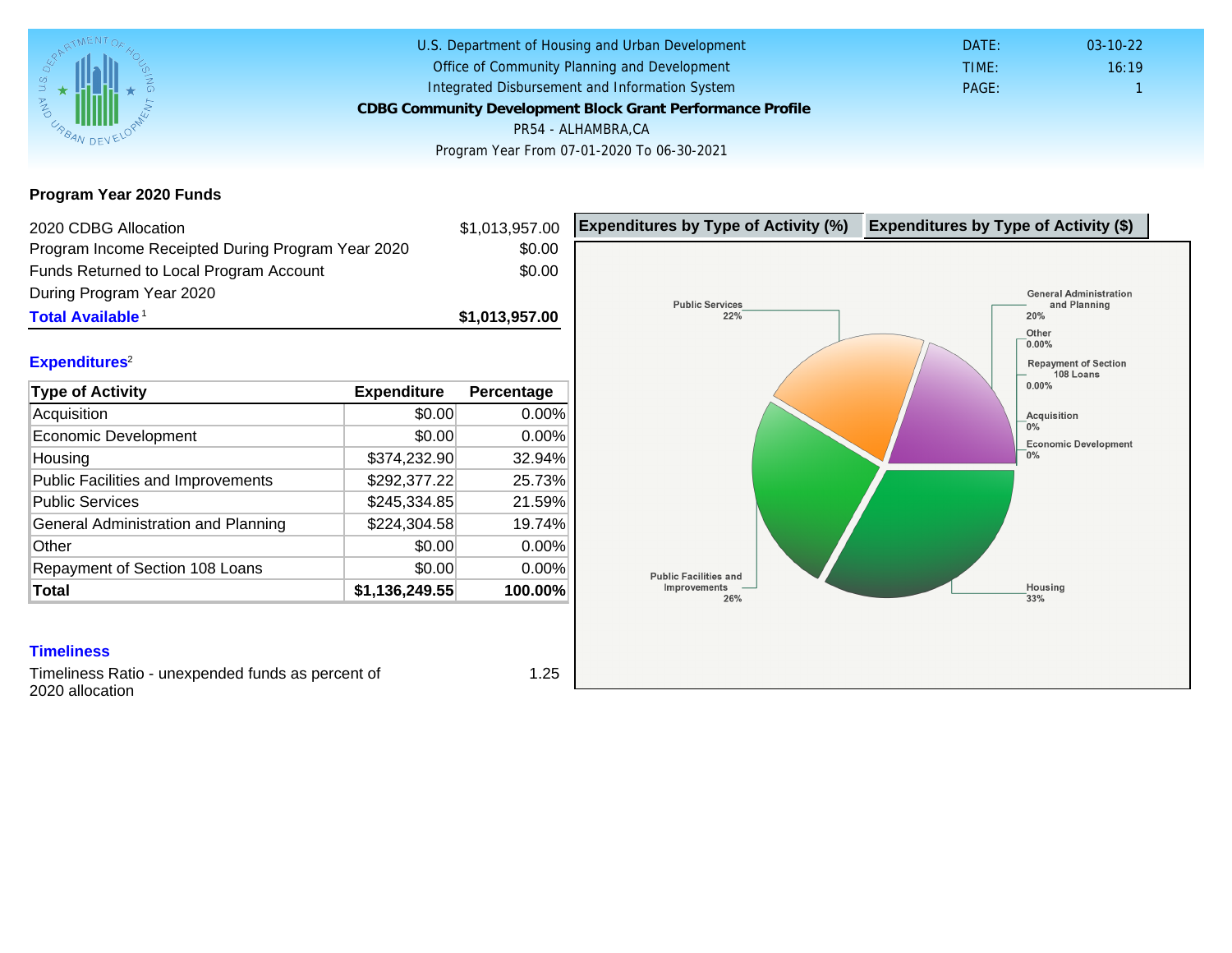U.S. Department of Housing and Urban Development
Office of Community Planning and Development
Integrated Disbursement and Information System

**CDBG Community Development Block Grant Performance Profile**

PR54 - ALHAMBRA,CA

Program Year From 07-01-2020 To 06-30-2021

DATE: 03-10-22
TIME: 16:19
PAGE: 1

## Program Year 2020 Funds

| | |
|---|---|
| 2020 CDBG Allocation | $1,013,957.00 |
| Program Income Receipted During Program Year 2020 | $0.00 |
| Funds Returned to Local Program Account During Program Year 2020 | $0.00 |
| **Total Available**[1] | **$1,013,957.00** |

## Expenditures[2]

| Type of Activity | Expenditure | Percentage |
|---|---|---|
| Acquisition | $0.00 | 0.00% |
| Economic Development | $0.00 | 0.00% |
| Housing | $374,232.90 | 32.94% |
| Public Facilities and Improvements | $292,377.22 | 25.73% |
| Public Services | $245,334.85 | 21.59% |
| General Administration and Planning | $224,304.58 | 19.74% |
| Other | $0.00 | 0.00% |
| Repayment of Section 108 Loans | $0.00 | 0.00% |
| **Total** | **$1,136,249.55** | **100.00%** |

**Expenditures by Type of Activity (%)** | **Expenditures by Type of Activity ($)**

Public Services 22%
General Administration and Planning 20%
Other 0.00%
Repayment of Section 108 Loans 0.00%
Acquisition 0%
Economic Development 0%
Public Facilities and Improvements 26%
Housing 33%

## Timeliness

| | |
|---|---|
| Timeliness Ratio - unexpended funds as percent of 2020 allocation | 1.25 |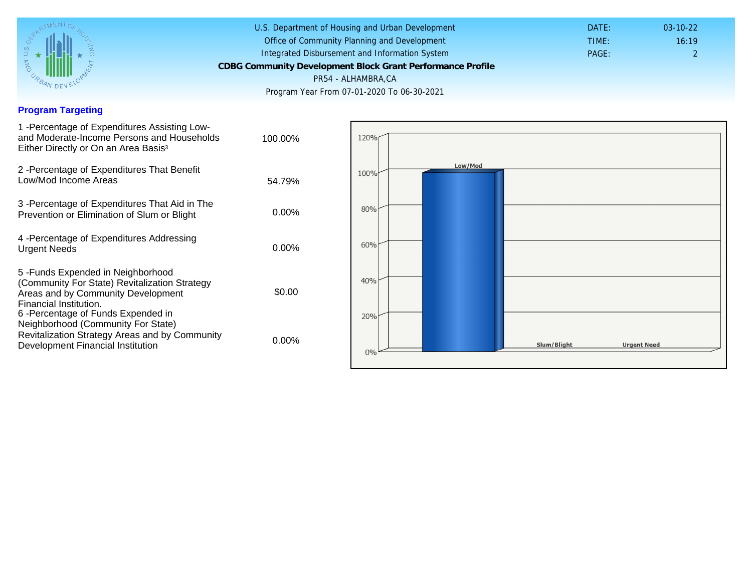U.S. Department of Housing and Urban Development
Office of Community Planning and Development
Integrated Disbursement and Information System

**CDBG Community Development Block Grant Performance Profile**

PR54 - ALHAMBRA,CA

Program Year From 07-01-2020 To 06-30-2021

DATE: 03-10-22
TIME: 16:19

## Program Targeting

| | |
|---|---|
| 1 -Percentage of Expenditures Assisting Low- and Moderate-Income Persons and Households Either Directly or On an Area Basis[3] | 100.00% |
| 2 -Percentage of Expenditures That Benefit Low/Mod Income Areas | 54.79% |
| 3 -Percentage of Expenditures That Aid in The Prevention or Elimination of Slum or Blight | 0.00% |
| 4 -Percentage of Expenditures Addressing Urgent Needs | 0.00% |
| 5 -Funds Expended in Neighborhood (Community For State) Revitalization Strategy Areas and by Community Development Financial Institution. | $0.00 |
| 6 -Percentage of Funds Expended in Neighborhood (Community For State) Revitalization Strategy Areas and by Community Development Financial Institution | 0.00% |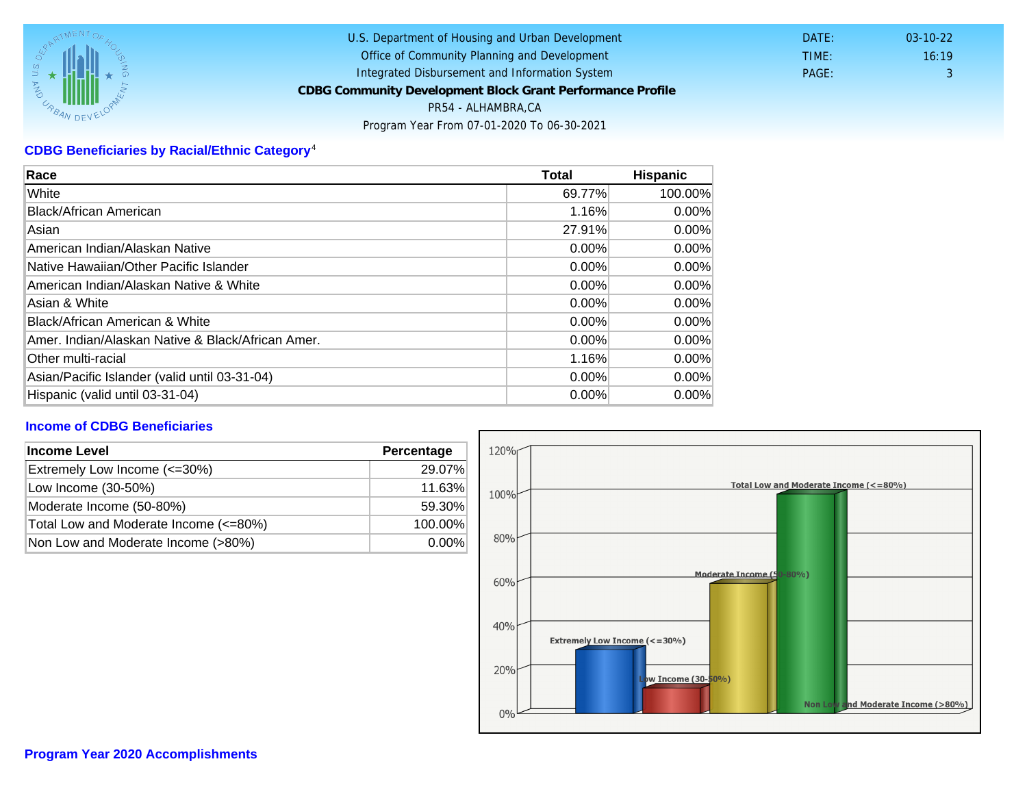U.S. Department of Housing and Urban Development
Office of Community Planning and Development
Integrated Disbursement and Information System

**CDBG Community Development Block Grant Performance Profile**

PR54 - ALHAMBRA,CA

Program Year From 07-01-2020 To 06-30-2021

DATE: 03-10-22
TIME: 16:19
PAGE: 3

## CDBG Beneficiaries by Racial/Ethnic Category[4]

| Race | Total | Hispanic |
|---|---|---|
| White | 69.77% | 100.00% |
| Black/African American | 1.16% | 0.00% |
| Asian | 27.91% | 0.00% |
| American Indian/Alaskan Native | 0.00% | 0.00% |
| Native Hawaiian/Other Pacific Islander | 0.00% | 0.00% |
| American Indian/Alaskan Native & White | 0.00% | 0.00% |
| Asian & White | 0.00% | 0.00% |
| Black/African American & White | 0.00% | 0.00% |
| Amer. Indian/Alaskan Native & Black/African Amer. | 0.00% | 0.00% |
| Other multi-racial | 1.16% | 0.00% |
| Asian/Pacific Islander (valid until 03-31-04) | 0.00% | 0.00% |
| Hispanic (valid until 03-31-04) | 0.00% | 0.00% |

## Income of CDBG Beneficiaries

| Income Level | Percentage |
|---|---|
| Extremely Low Income (<=30%) | 29.07% |
| Low Income (30-50%) | 11.63% |
| Moderate Income (50-80%) | 59.30% |
| Total Low and Moderate Income (<=80%) | 100.00% |
| Non Low and Moderate Income (>80%) | 0.00% |

## Program Year 2020 Accomplishments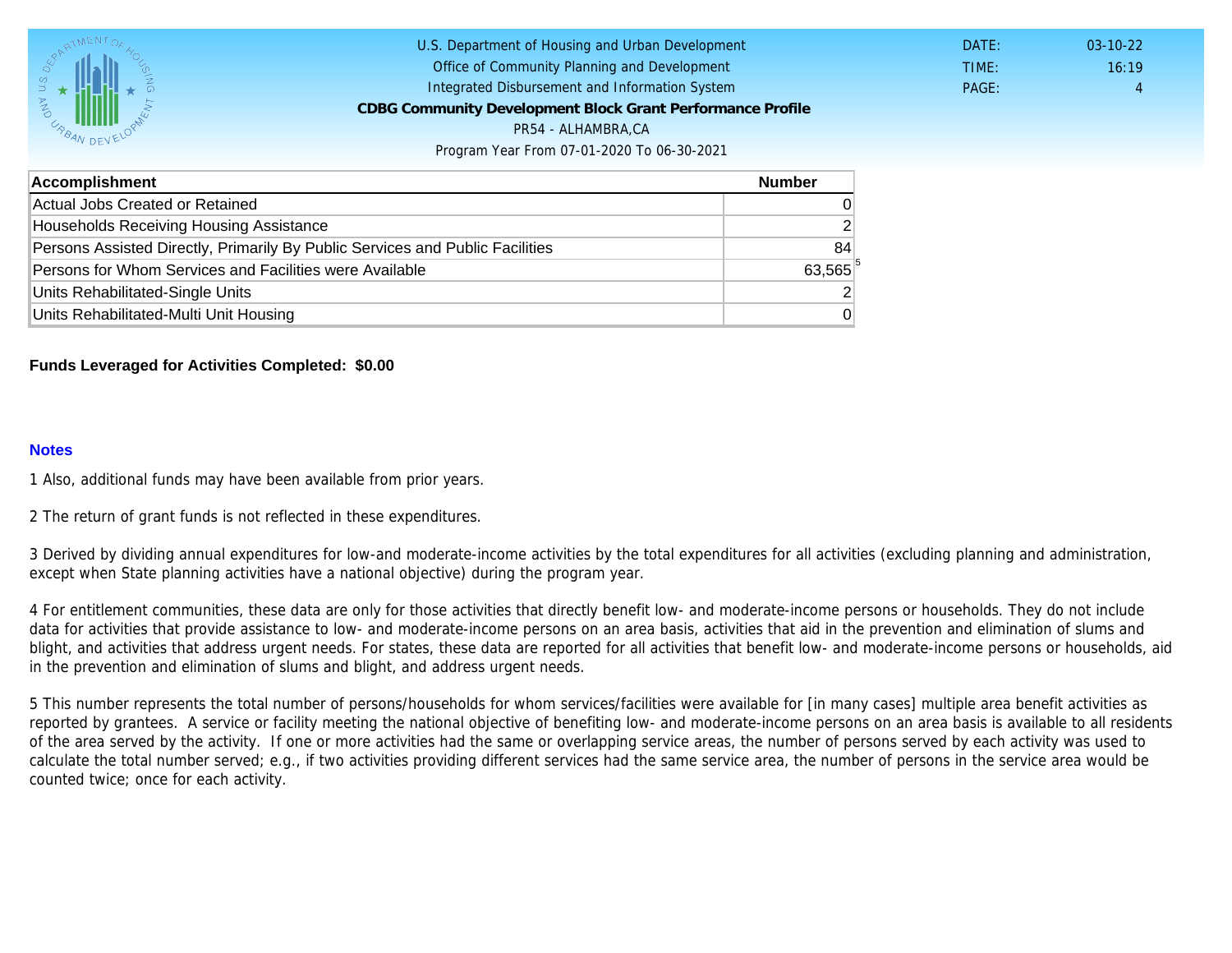U.S. Department of Housing and Urban Development
Office of Community Planning and Development
Integrated Disbursement and Information System
**CDBG Community Development Block Grant Performance Profile**
PR54 - ALHAMBRA,CA
Program Year From 07-01-2020 To 06-30-2021

DATE: 03-10-22
TIME: 16:19

| Accomplishment | Number |
|---|---|
| Actual Jobs Created or Retained | 0 |
| Households Receiving Housing Assistance | 2 |
| Persons Assisted Directly, Primarily By Public Services and Public Facilities | 84 |
| Persons for Whom Services and Facilities were Available | 63,565 [5] |
| Units Rehabilitated-Single Units | 2 |
| Units Rehabilitated-Multi Unit Housing | 0 |

**Funds Leveraged for Activities Completed: $0.00**

### Notes

1 Also, additional funds may have been available from prior years.

2 The return of grant funds is not reflected in these expenditures.

3 Derived by dividing annual expenditures for low-and moderate-income activities by the total expenditures for all activities (excluding planning and administration, except when State planning activities have a national objective) during the program year.

4 For entitlement communities, these data are only for those activities that directly benefit low- and moderate-income persons or households. They do not include data for activities that provide assistance to low- and moderate-income persons on an area basis, activities that aid in the prevention and elimination of slums and blight, and activities that address urgent needs. For states, these data are reported for all activities that benefit low- and moderate-income persons or households, aid in the prevention and elimination of slums and blight, and address urgent needs.

5 This number represents the total number of persons/households for whom services/facilities were available for [in many cases] multiple area benefit activities as reported by grantees. A service or facility meeting the national objective of benefiting low- and moderate-income persons on an area basis is available to all residents of the area served by the activity. If one or more activities had the same or overlapping service areas, the number of persons served by each activity was used to calculate the total number served; e.g., if two activities providing different services had the same service area, the number of persons in the service area would be counted twice; once for each activity.